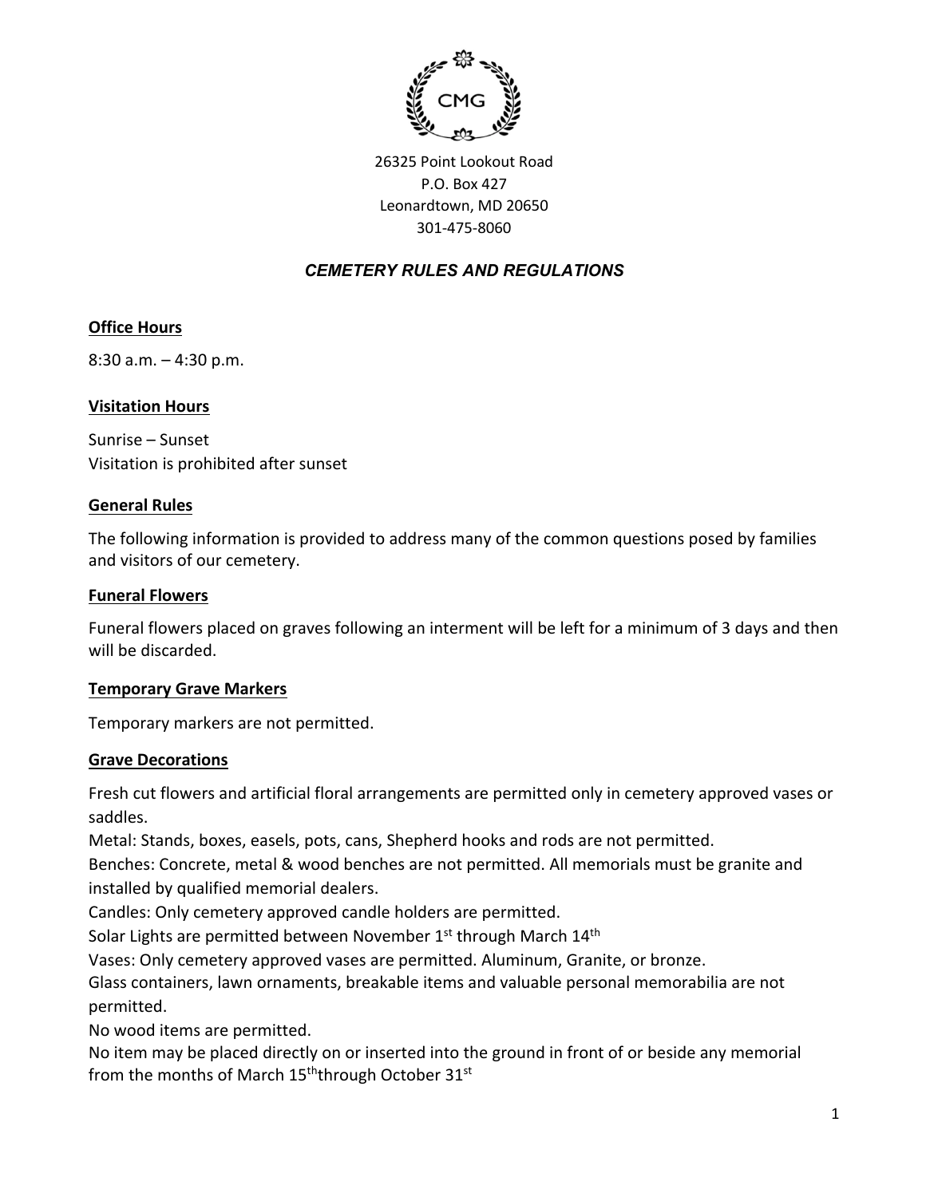CMG

26325 Point Lookout Road
P.O. Box 427
Leonardtown, MD 20650
301-475-8060

# *CEMETERY RULES AND REGULATIONS*

## Office Hours

8:30 a.m. – 4:30 p.m.

## Visitation Hours

Sunrise – Sunset
Visitation is prohibited after sunset

## General Rules

The following information is provided to address many of the common questions posed by families and visitors of our cemetery.

## Funeral Flowers

Funeral flowers placed on graves following an interment will be left for a minimum of 3 days and then will be discarded.

## Temporary Grave Markers

Temporary markers are not permitted.

## Grave Decorations

Fresh cut flowers and artificial floral arrangements are permitted only in cemetery approved vases or saddles.
Metal: Stands, boxes, easels, pots, cans, Shepherd hooks and rods are not permitted.
Benches: Concrete, metal & wood benches are not permitted. All memorials must be granite and installed by qualified memorial dealers.
Candles: Only cemetery approved candle holders are permitted.
Solar Lights are permitted between November 1st through March 14th
Vases: Only cemetery approved vases are permitted. Aluminum, Granite, or bronze.
Glass containers, lawn ornaments, breakable items and valuable personal memorabilia are not permitted.
No wood items are permitted.
No item may be placed directly on or inserted into the ground in front of or beside any memorial from the months of March 15th through October 31st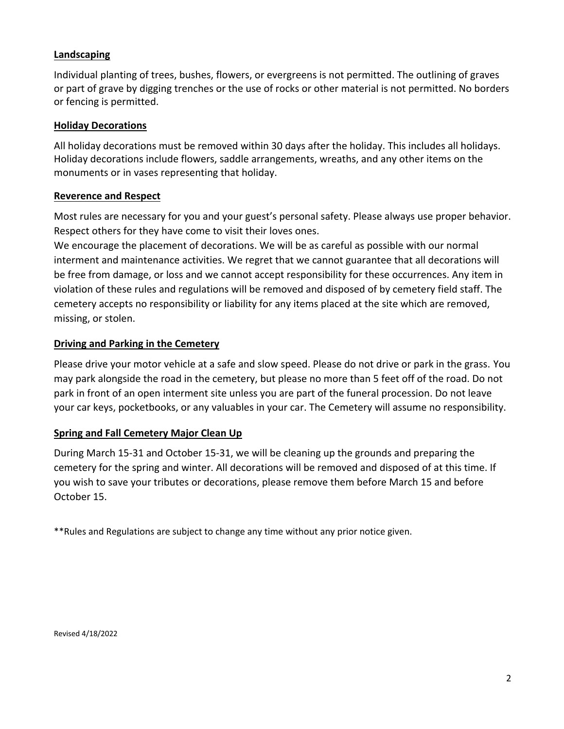**Landscaping**

Individual planting of trees, bushes, flowers, or evergreens is not permitted. The outlining of graves or part of grave by digging trenches or the use of rocks or other material is not permitted. No borders or fencing is permitted.

**Holiday Decorations**

All holiday decorations must be removed within 30 days after the holiday. This includes all holidays. Holiday decorations include flowers, saddle arrangements, wreaths, and any other items on the monuments or in vases representing that holiday.

**Reverence and Respect**

Most rules are necessary for you and your guest's personal safety. Please always use proper behavior. Respect others for they have come to visit their loves ones.

We encourage the placement of decorations. We will be as careful as possible with our normal interment and maintenance activities. We regret that we cannot guarantee that all decorations will be free from damage, or loss and we cannot accept responsibility for these occurrences. Any item in violation of these rules and regulations will be removed and disposed of by cemetery field staff. The cemetery accepts no responsibility or liability for any items placed at the site which are removed, missing, or stolen.

**Driving and Parking in the Cemetery**

Please drive your motor vehicle at a safe and slow speed. Please do not drive or park in the grass. You may park alongside the road in the cemetery, but please no more than 5 feet off of the road. Do not park in front of an open interment site unless you are part of the funeral procession. Do not leave your car keys, pocketbooks, or any valuables in your car. The Cemetery will assume no responsibility.

**Spring and Fall Cemetery Major Clean Up**

During March 15-31 and October 15-31, we will be cleaning up the grounds and preparing the cemetery for the spring and winter. All decorations will be removed and disposed of at this time. If you wish to save your tributes or decorations, please remove them before March 15 and before October 15.

**Rules and Regulations are subject to change any time without any prior notice given.

Revised 4/18/2022